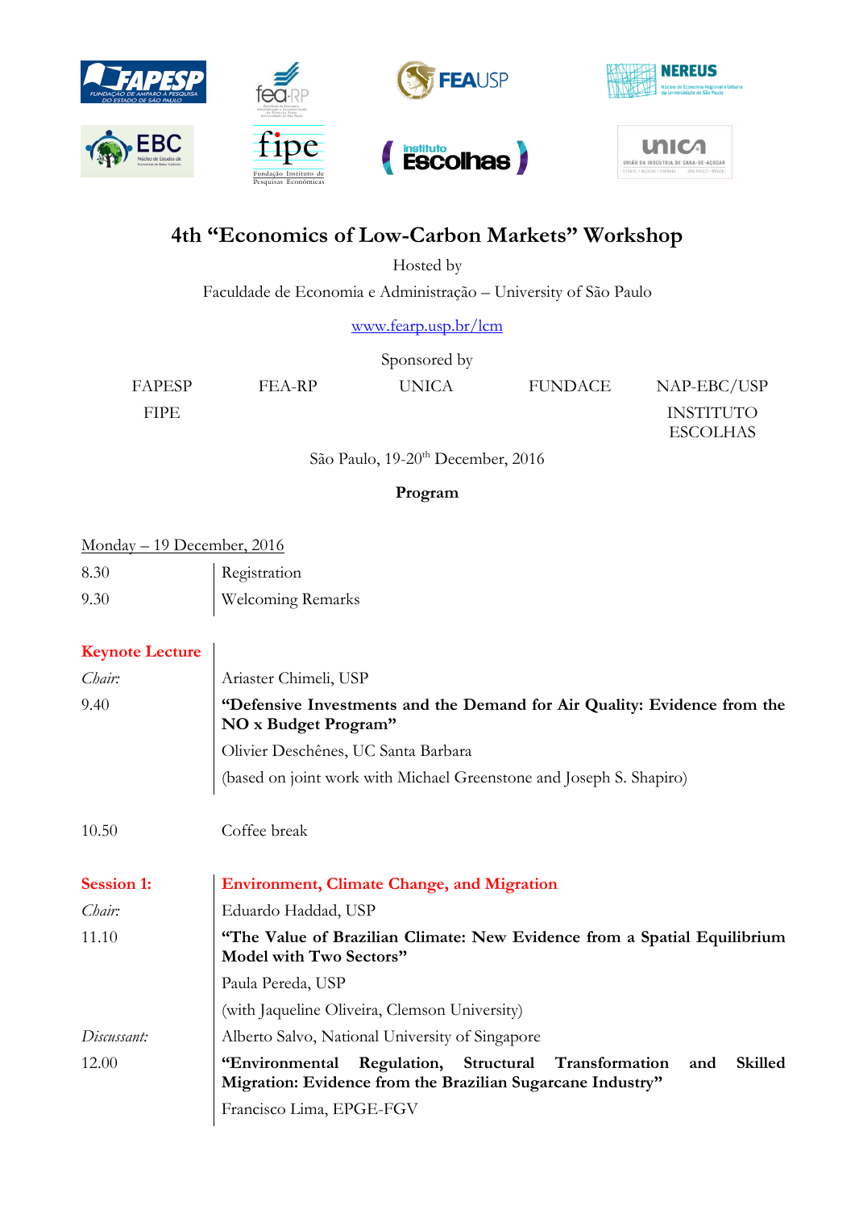# 4th "Economics of Low-Carbon Markets" Workshop

Hosted by

Faculdade de Economia e Administração – University of São Paulo

www.fearp.usp.br/lcm

Sponsored by

FAPESP FEA-RP UNICA FUNDACE NAP-EBC/USP

FIPE INSTITUTO ESCOLHAS

São Paulo, 19-20th December, 2016

**Program**

Monday – 19 December, 2016

| | |
|---|---|
| 8.30 | Registration |
| 9.30 | Welcoming Remarks |

**Keynote Lecture**

| | |
|---|---|
| *Chair:* | Ariaster Chimeli, USP |
| 9.40 | **"Defensive Investments and the Demand for Air Quality: Evidence from the NO x Budget Program"** |
| | Olivier Deschênes, UC Santa Barbara |
| | (based on joint work with Michael Greenstone and Joseph S. Shapiro) |
| 10.50 | Coffee break |

**Session 1: Environment, Climate Change, and Migration**

| | |
|---|---|
| *Chair:* | Eduardo Haddad, USP |
| 11.10 | **"The Value of Brazilian Climate: New Evidence from a Spatial Equilibrium Model with Two Sectors"** |
| | Paula Pereda, USP |
| | (with Jaqueline Oliveira, Clemson University) |
| *Discussant:* | Alberto Salvo, National University of Singapore |
| 12.00 | **"Environmental Regulation, Structural Transformation and Skilled Migration: Evidence from the Brazilian Sugarcane Industry"** |
| | Francisco Lima, EPGE-FGV |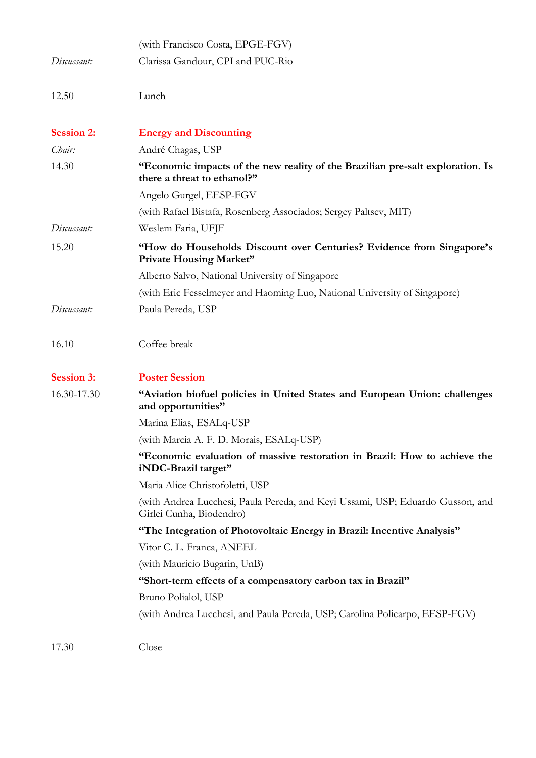(with Francisco Costa, EPGE-FGV)

*Discussant:* Clarissa Gandour, CPI and PUC-Rio

12.50 Lunch

**Session 2: Energy and Discounting**

*Chair:* André Chagas, USP

14.30 **"Economic impacts of the new reality of the Brazilian pre-salt exploration. Is there a threat to ethanol?"**

Angelo Gurgel, EESP-FGV

(with Rafael Bistafa, Rosenberg Associados; Sergey Paltsev, MIT)

*Discussant:* Weslem Faria, UFJF

15.20 **"How do Households Discount over Centuries? Evidence from Singapore's Private Housing Market"**

Alberto Salvo, National University of Singapore

(with Eric Fesselmeyer and Haoming Luo, National University of Singapore)

*Discussant:* Paula Pereda, USP

16.10 Coffee break

**Session 3: Poster Session**

16.30-17.30 **"Aviation biofuel policies in United States and European Union: challenges and opportunities"**

Marina Elias, ESALq-USP

(with Marcia A. F. D. Morais, ESALq-USP)

**"Economic evaluation of massive restoration in Brazil: How to achieve the iNDC-Brazil target"**

Maria Alice Christofoletti, USP

(with Andrea Lucchesi, Paula Pereda, and Keyi Ussami, USP; Eduardo Gusson, and Girlei Cunha, Biodendro)

**"The Integration of Photovoltaic Energy in Brazil: Incentive Analysis"**

Vitor C. L. Franca, ANEEL

(with Mauricio Bugarin, UnB)

**"Short-term effects of a compensatory carbon tax in Brazil"**

Bruno Polialol, USP

(with Andrea Lucchesi, and Paula Pereda, USP; Carolina Policarpo, EESP-FGV)

17.30 Close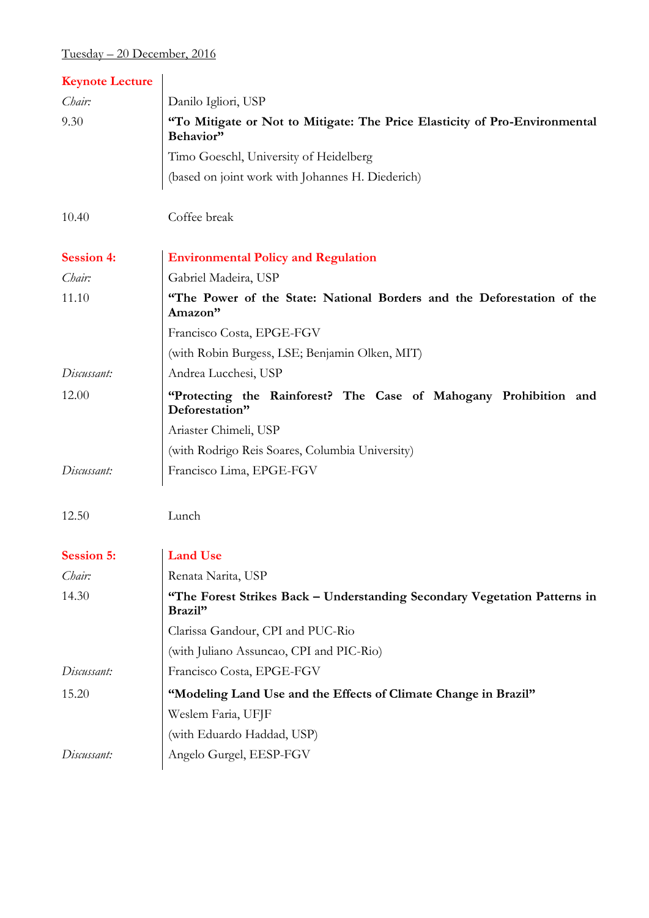Tuesday – 20 December, 2016

| | |
|---|---|
| **Keynote Lecture** | |
| *Chair:* | Danilo Igliori, USP |
| 9.30 | **"To Mitigate or Not to Mitigate: The Price Elasticity of Pro-Environmental Behavior"** |
| | Timo Goeschl, University of Heidelberg |
| | (based on joint work with Johannes H. Diederich) |
| | |
| 10.40 | Coffee break |
| | |
| **Session 4:** | **Environmental Policy and Regulation** |
| *Chair:* | Gabriel Madeira, USP |
| 11.10 | **"The Power of the State: National Borders and the Deforestation of the Amazon"** |
| | Francisco Costa, EPGE-FGV |
| | (with Robin Burgess, LSE; Benjamin Olken, MIT) |
| *Discussant:* | Andrea Lucchesi, USP |
| 12.00 | **"Protecting the Rainforest? The Case of Mahogany Prohibition and Deforestation"** |
| | Ariaster Chimeli, USP |
| | (with Rodrigo Reis Soares, Columbia University) |
| *Discussant:* | Francisco Lima, EPGE-FGV |
| | |
| 12.50 | Lunch |
| | |
| **Session 5:** | **Land Use** |
| *Chair:* | Renata Narita, USP |
| 14.30 | **"The Forest Strikes Back – Understanding Secondary Vegetation Patterns in Brazil"** |
| | Clarissa Gandour, CPI and PUC-Rio |
| | (with Juliano Assuncao, CPI and PIC-Rio) |
| *Discussant:* | Francisco Costa, EPGE-FGV |
| 15.20 | **"Modeling Land Use and the Effects of Climate Change in Brazil"** |
| | Weslem Faria, UFJF |
| | (with Eduardo Haddad, USP) |
| *Discussant:* | Angelo Gurgel, EESP-FGV |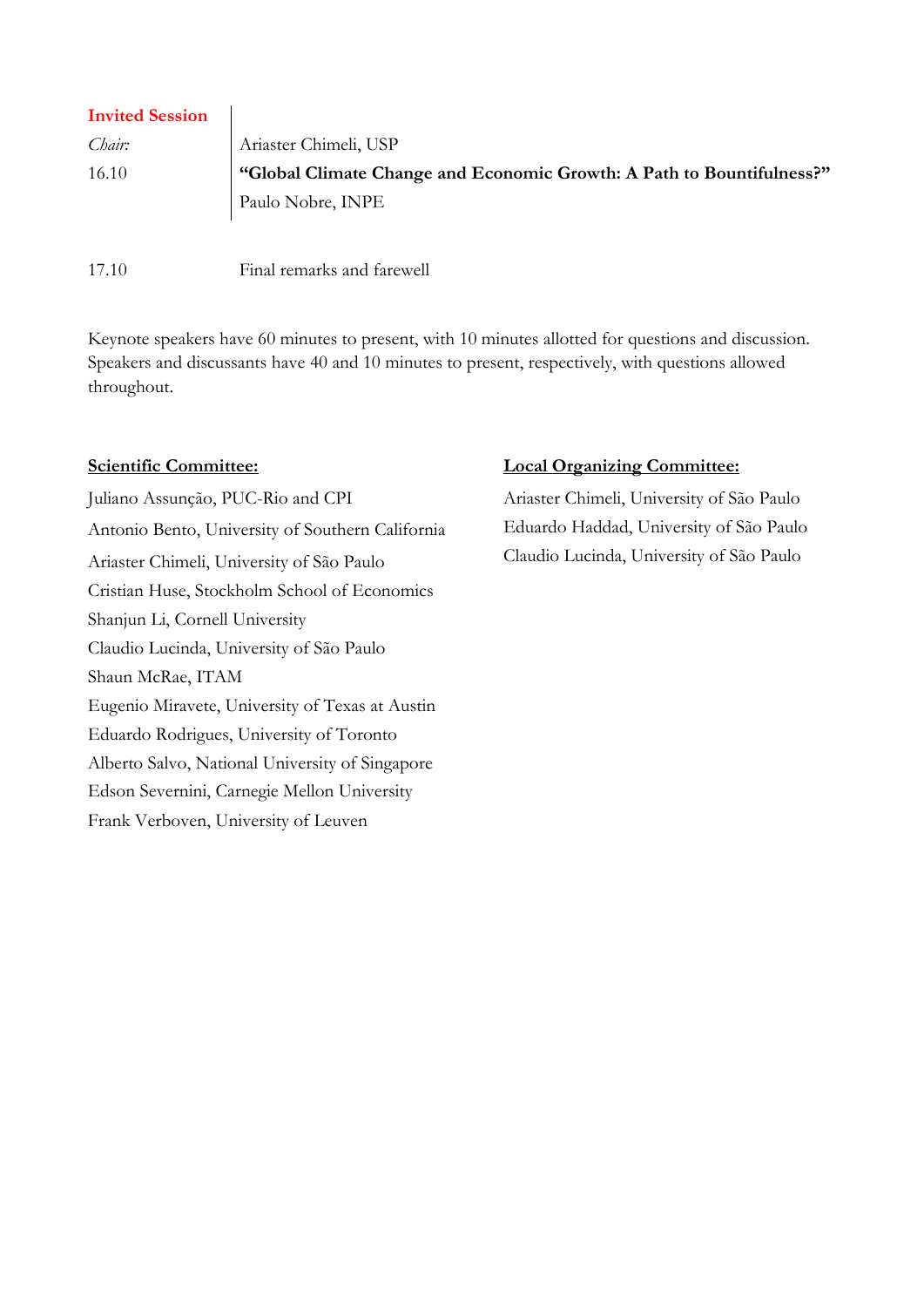**Invited Session**

| | |
|---|---|
| *Chair:* | Ariaster Chimeli, USP |
| 16.10 | **"Global Climate Change and Economic Growth: A Path to Bountifulness?"** |
| | Paulo Nobre, INPE |

17.10 Final remarks and farewell

Keynote speakers have 60 minutes to present, with 10 minutes allotted for questions and discussion. Speakers and discussants have 40 and 10 minutes to present, respectively, with questions allowed throughout.

**Scientific Committee:**

Juliano Assunção, PUC-Rio and CPI
Antonio Bento, University of Southern California
Ariaster Chimeli, University of São Paulo
Cristian Huse, Stockholm School of Economics
Shanjun Li, Cornell University
Claudio Lucinda, University of São Paulo
Shaun McRae, ITAM
Eugenio Miravete, University of Texas at Austin
Eduardo Rodrigues, University of Toronto
Alberto Salvo, National University of Singapore
Edson Severnini, Carnegie Mellon University
Frank Verboven, University of Leuven

**Local Organizing Committee:**

Ariaster Chimeli, University of São Paulo
Eduardo Haddad, University of São Paulo
Claudio Lucinda, University of São Paulo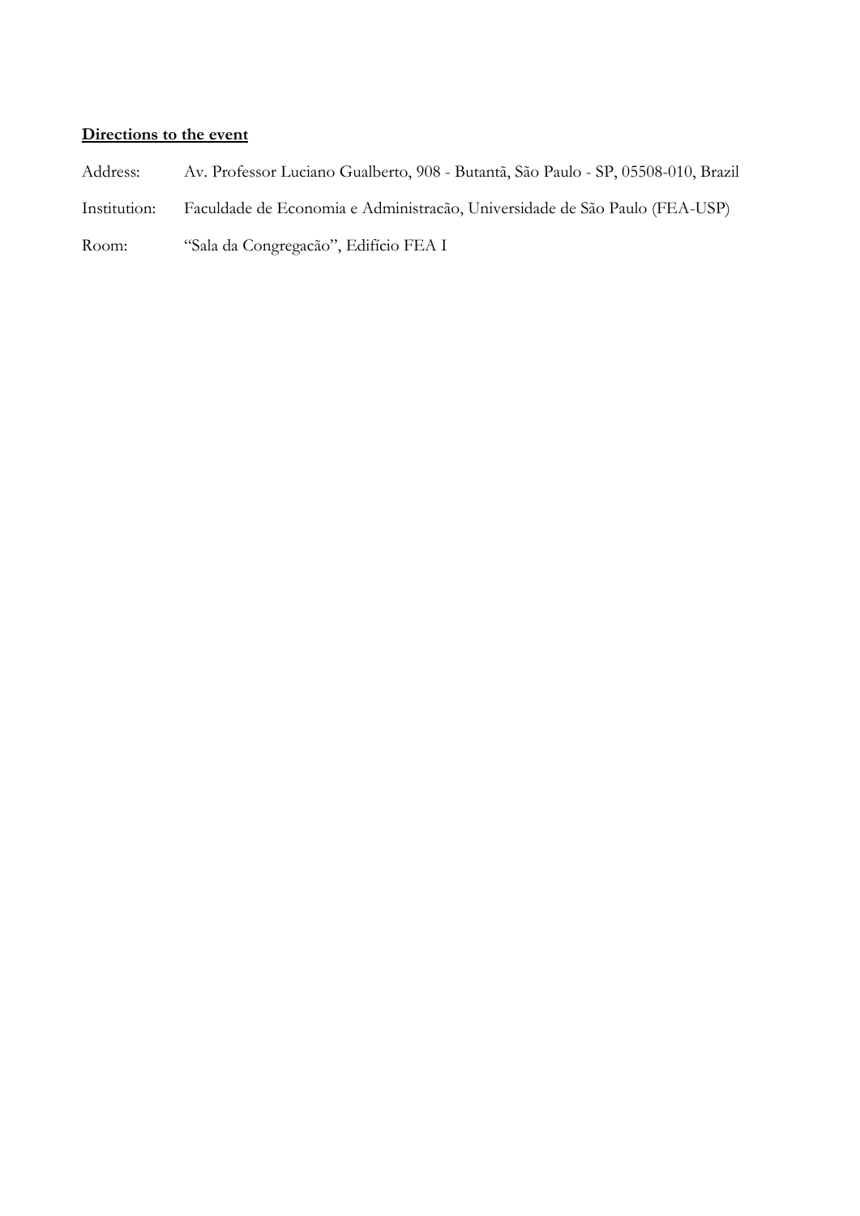**Directions to the event**

Address: Av. Professor Luciano Gualberto, 908 - Butantã, São Paulo - SP, 05508-010, Brazil

Institution: Faculdade de Economia e Administracão, Universidade de São Paulo (FEA-USP)

Room: "Sala da Congregacão", Edifício FEA I